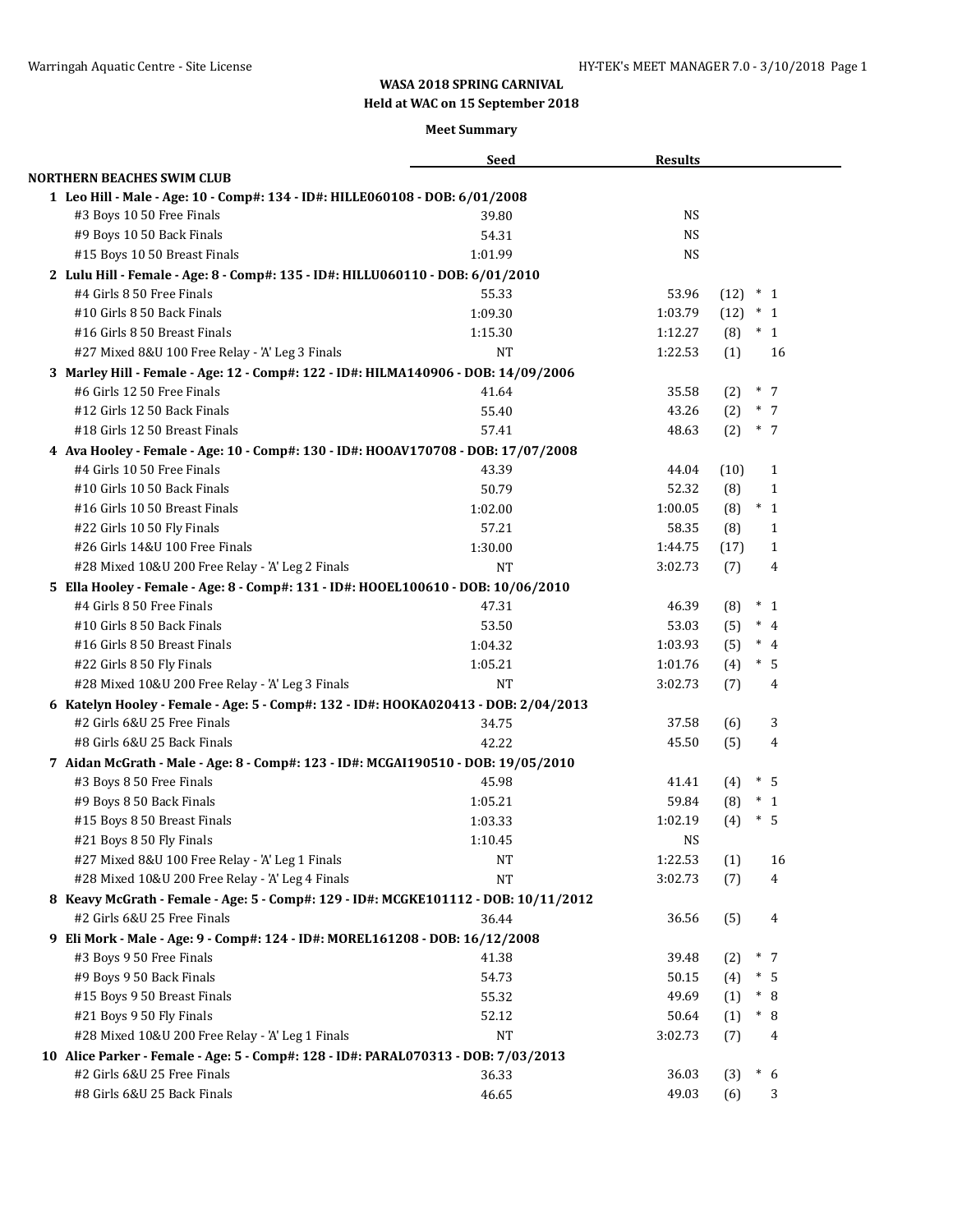**WASA 2018 SPRING CARNIVAL**
**Held at WAC on 15 September 2018**

**Meet Summary**

| | Seed | Results | | | |
|---|---|---|---|---|---|
| **NORTHERN BEACHES SWIM CLUB** | | | | | |
| **1 Leo Hill - Male - Age: 10 - Comp#: 134 - ID#: HILLE060108 - DOB: 6/01/2008** | | | | | |
| #3 Boys 10 50 Free Finals | 39.80 | NS | | | |
| #9 Boys 10 50 Back Finals | 54.31 | NS | | | |
| #15 Boys 10 50 Breast Finals | 1:01.99 | NS | | | |
| **2 Lulu Hill - Female - Age: 8 - Comp#: 135 - ID#: HILLU060110 - DOB: 6/01/2010** | | | | | |
| #4 Girls 8 50 Free Finals | 55.33 | 53.96 | (12) | * | 1 |
| #10 Girls 8 50 Back Finals | 1:09.30 | 1:03.79 | (12) | * | 1 |
| #16 Girls 8 50 Breast Finals | 1:15.30 | 1:12.27 | (8) | * | 1 |
| #27 Mixed 8&U 100 Free Relay - 'A' Leg 3 Finals | NT | 1:22.53 | (1) | | 16 |
| **3 Marley Hill - Female - Age: 12 - Comp#: 122 - ID#: HILMA140906 - DOB: 14/09/2006** | | | | | |
| #6 Girls 12 50 Free Finals | 41.64 | 35.58 | (2) | * | 7 |
| #12 Girls 12 50 Back Finals | 55.40 | 43.26 | (2) | * | 7 |
| #18 Girls 12 50 Breast Finals | 57.41 | 48.63 | (2) | * | 7 |
| **4 Ava Hooley - Female - Age: 10 - Comp#: 130 - ID#: HOOAV170708 - DOB: 17/07/2008** | | | | | |
| #4 Girls 10 50 Free Finals | 43.39 | 44.04 | (10) | | 1 |
| #10 Girls 10 50 Back Finals | 50.79 | 52.32 | (8) | | 1 |
| #16 Girls 10 50 Breast Finals | 1:02.00 | 1:00.05 | (8) | * | 1 |
| #22 Girls 10 50 Fly Finals | 57.21 | 58.35 | (8) | | 1 |
| #26 Girls 14&U 100 Free Finals | 1:30.00 | 1:44.75 | (17) | | 1 |
| #28 Mixed 10&U 200 Free Relay - 'A' Leg 2 Finals | NT | 3:02.73 | (7) | | 4 |
| **5 Ella Hooley - Female - Age: 8 - Comp#: 131 - ID#: HOOEL100610 - DOB: 10/06/2010** | | | | | |
| #4 Girls 8 50 Free Finals | 47.31 | 46.39 | (8) | * | 1 |
| #10 Girls 8 50 Back Finals | 53.50 | 53.03 | (5) | * | 4 |
| #16 Girls 8 50 Breast Finals | 1:04.32 | 1:03.93 | (5) | * | 4 |
| #22 Girls 8 50 Fly Finals | 1:05.21 | 1:01.76 | (4) | * | 5 |
| #28 Mixed 10&U 200 Free Relay - 'A' Leg 3 Finals | NT | 3:02.73 | (7) | | 4 |
| **6 Katelyn Hooley - Female - Age: 5 - Comp#: 132 - ID#: HOOKA020413 - DOB: 2/04/2013** | | | | | |
| #2 Girls 6&U 25 Free Finals | 34.75 | 37.58 | (6) | | 3 |
| #8 Girls 6&U 25 Back Finals | 42.22 | 45.50 | (5) | | 4 |
| **7 Aidan McGrath - Male - Age: 8 - Comp#: 123 - ID#: MCGAI190510 - DOB: 19/05/2010** | | | | | |
| #3 Boys 8 50 Free Finals | 45.98 | 41.41 | (4) | * | 5 |
| #9 Boys 8 50 Back Finals | 1:05.21 | 59.84 | (8) | * | 1 |
| #15 Boys 8 50 Breast Finals | 1:03.33 | 1:02.19 | (4) | * | 5 |
| #21 Boys 8 50 Fly Finals | 1:10.45 | NS | | | |
| #27 Mixed 8&U 100 Free Relay - 'A' Leg 1 Finals | NT | 1:22.53 | (1) | | 16 |
| #28 Mixed 10&U 200 Free Relay - 'A' Leg 4 Finals | NT | 3:02.73 | (7) | | 4 |
| **8 Keavy McGrath - Female - Age: 5 - Comp#: 129 - ID#: MCGKE101112 - DOB: 10/11/2012** | | | | | |
| #2 Girls 6&U 25 Free Finals | 36.44 | 36.56 | (5) | | 4 |
| **9 Eli Mork - Male - Age: 9 - Comp#: 124 - ID#: MOREL161208 - DOB: 16/12/2008** | | | | | |
| #3 Boys 9 50 Free Finals | 41.38 | 39.48 | (2) | * | 7 |
| #9 Boys 9 50 Back Finals | 54.73 | 50.15 | (4) | * | 5 |
| #15 Boys 9 50 Breast Finals | 55.32 | 49.69 | (1) | * | 8 |
| #21 Boys 9 50 Fly Finals | 52.12 | 50.64 | (1) | * | 8 |
| #28 Mixed 10&U 200 Free Relay - 'A' Leg 1 Finals | NT | 3:02.73 | (7) | | 4 |
| **10 Alice Parker - Female - Age: 5 - Comp#: 128 - ID#: PARAL070313 - DOB: 7/03/2013** | | | | | |
| #2 Girls 6&U 25 Free Finals | 36.33 | 36.03 | (3) | * | 6 |
| #8 Girls 6&U 25 Back Finals | 46.65 | 49.03 | (6) | | 3 |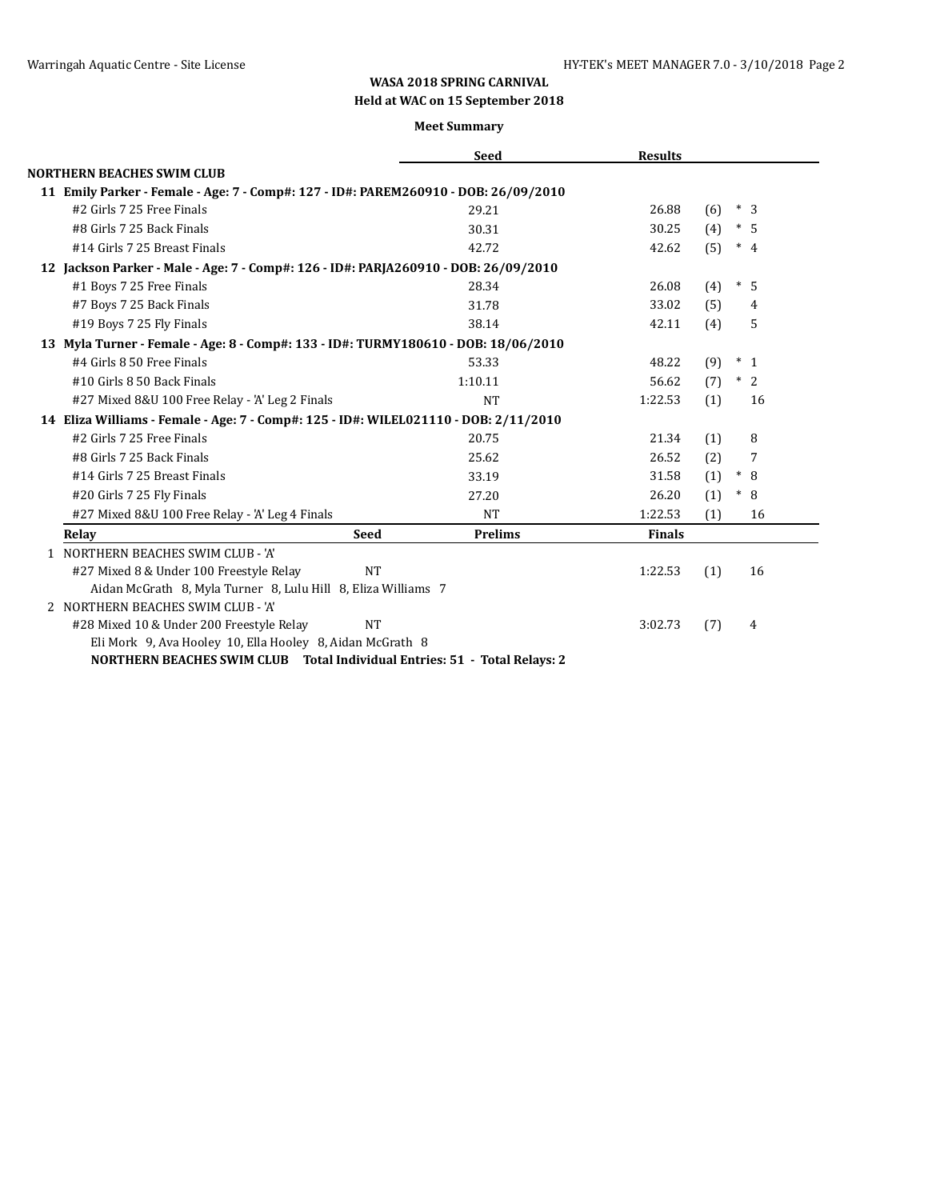**WASA 2018 SPRING CARNIVAL**

**Held at WAC on 15 September 2018**

**Meet Summary**

| | Seed | Results | | |
|---|---|---|---|---|
| **NORTHERN BEACHES SWIM CLUB** | | | | |
| **11 Emily Parker - Female - Age: 7 - Comp#: 127 - ID#: PAREM260910 - DOB: 26/09/2010** | | | | |
| #2 Girls 7 25 Free Finals | 29.21 | 26.88 | (6) | * 3 |
| #8 Girls 7 25 Back Finals | 30.31 | 30.25 | (4) | * 5 |
| #14 Girls 7 25 Breast Finals | 42.72 | 42.62 | (5) | * 4 |
| **12 Jackson Parker - Male - Age: 7 - Comp#: 126 - ID#: PARJA260910 - DOB: 26/09/2010** | | | | |
| #1 Boys 7 25 Free Finals | 28.34 | 26.08 | (4) | * 5 |
| #7 Boys 7 25 Back Finals | 31.78 | 33.02 | (5) | 4 |
| #19 Boys 7 25 Fly Finals | 38.14 | 42.11 | (4) | 5 |
| **13 Myla Turner - Female - Age: 8 - Comp#: 133 - ID#: TURMY180610 - DOB: 18/06/2010** | | | | |
| #4 Girls 8 50 Free Finals | 53.33 | 48.22 | (9) | * 1 |
| #10 Girls 8 50 Back Finals | 1:10.11 | 56.62 | (7) | * 2 |
| #27 Mixed 8&U 100 Free Relay - 'A' Leg 2 Finals | NT | 1:22.53 | (1) | 16 |
| **14 Eliza Williams - Female - Age: 7 - Comp#: 125 - ID#: WILEL021110 - DOB: 2/11/2010** | | | | |
| #2 Girls 7 25 Free Finals | 20.75 | 21.34 | (1) | 8 |
| #8 Girls 7 25 Back Finals | 25.62 | 26.52 | (2) | 7 |
| #14 Girls 7 25 Breast Finals | 33.19 | 31.58 | (1) | * 8 |
| #20 Girls 7 25 Fly Finals | 27.20 | 26.20 | (1) | * 8 |
| #27 Mixed 8&U 100 Free Relay - 'A' Leg 4 Finals | NT | 1:22.53 | (1) | 16 |

| Relay | Seed | Prelims | Finals | | |
|---|---|---|---|---|---|
| 1 NORTHERN BEACHES SWIM CLUB - 'A' | | | | | |
| #27 Mixed 8 & Under 100 Freestyle Relay | NT | | 1:22.53 | (1) | 16 |
| Aidan McGrath 8, Myla Turner 8, Lulu Hill 8, Eliza Williams 7 | | | | | |
| 2 NORTHERN BEACHES SWIM CLUB - 'A' | | | | | |
| #28 Mixed 10 & Under 200 Freestyle Relay | NT | | 3:02.73 | (7) | 4 |
| Eli Mork 9, Ava Hooley 10, Ella Hooley 8, Aidan McGrath 8 | | | | | |

**NORTHERN BEACHES SWIM CLUB Total Individual Entries: 51 - Total Relays: 2**